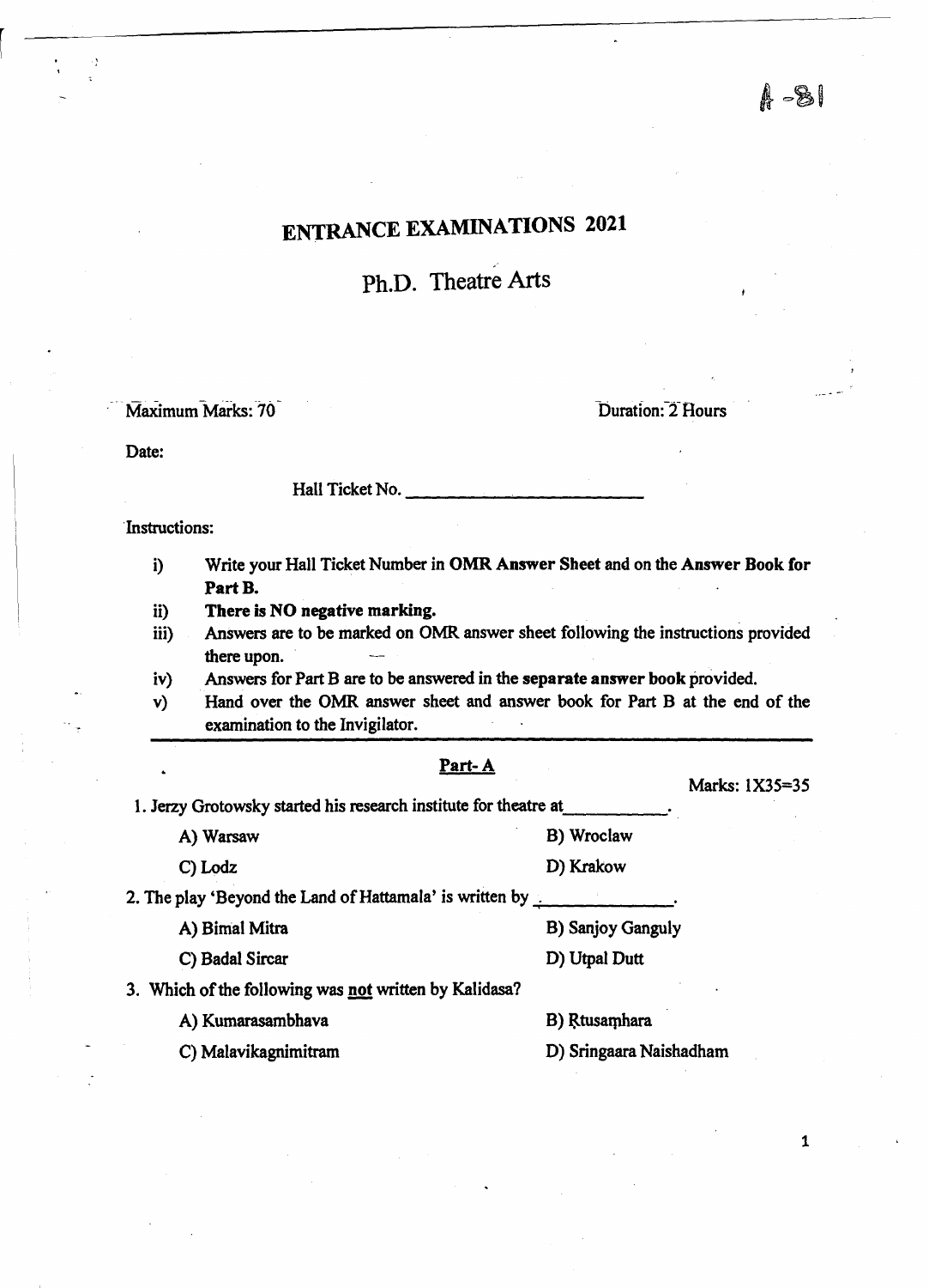A -81

# ENTRANCE EXAMINATIONS 2021

## Ph.D. Theatre Arts

Maximum Marks: 70 | Duration: 2 Hours

Date:

Hall Ticket No. ____________________

Instructions:

i) Write your Hall Ticket Number in **OMR Answer Sheet** and on the **Answer Book for Part B.**

ii) **There is NO negative marking.**

iii) Answers are to be marked on OMR answer sheet following the instructions provided there upon.

iv) Answers for Part B are to be answered in the **separate answer book** provided.

v) Hand over the OMR answer sheet and answer book for Part B at the end of the examination to the Invigilator.

---

### Part- A

Marks: 1X35=35

1. Jerzy Grotowsky started his research institute for theatre at__________.

   A) Warsaw
   B) Wroclaw
   C) Lodz
   D) Krakow

2. The play 'Beyond the Land of Hattamala' is written by ____________.

   A) Bimal Mitra
   B) Sanjoy Ganguly
   C) Badal Sircar
   D) Utpal Dutt

3. Which of the following was not written by Kalidasa?

   A) Kumarasambhava
   B) Ṛtusaṃhara
   C) Malavikagnimitram
   D) Sringaara Naishadham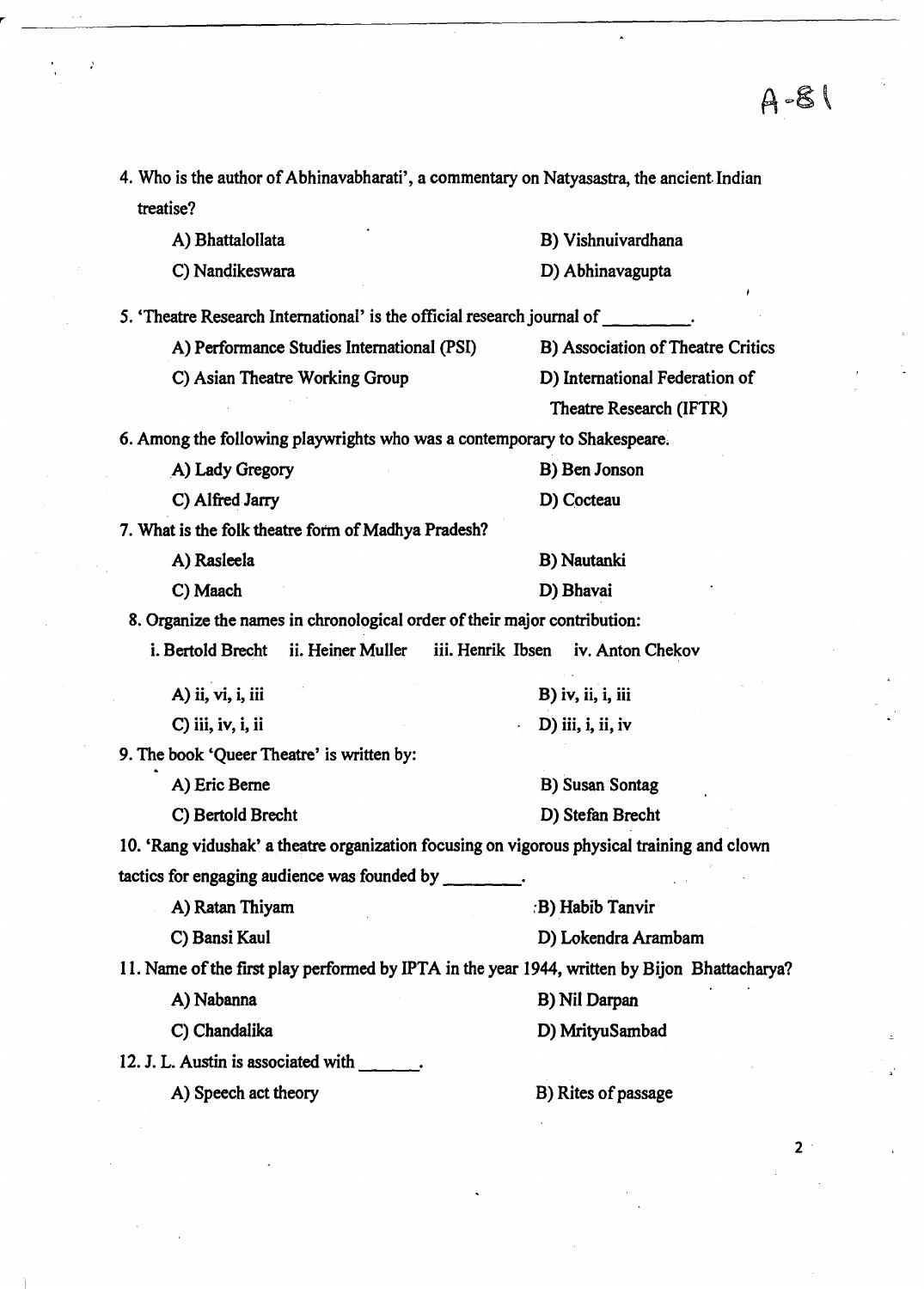A-81

4. Who is the author of Abhinavabharati', a commentary on Natyasastra, the ancient Indian treatise?

   A) Bhattalollata
   B) Vishnuivardhana
   C) Nandikeswara
   D) Abhinavagupta

5. 'Theatre Research International' is the official research journal of ________.

   A) Performance Studies International (PSI)
   B) Association of Theatre Critics
   C) Asian Theatre Working Group
   D) International Federation of Theatre Research (IFTR)

6. Among the following playwrights who was a contemporary to Shakespeare.

   A) Lady Gregory
   B) Ben Jonson
   C) Alfred Jarry
   D) Cocteau

7. What is the folk theatre form of Madhya Pradesh?

   A) Rasleela
   B) Nautanki
   C) Maach
   D) Bhavai

8. Organize the names in chronological order of their major contribution:

   i. Bertold Brecht  ii. Heiner Muller  iii. Henrik Ibsen  iv. Anton Chekov

   A) ii, vi, i, iii
   B) iv, ii, i, iii
   C) iii, iv, i, ii
   D) iii, i, ii, iv

9. The book 'Queer Theatre' is written by:

   A) Eric Berne
   B) Susan Sontag
   C) Bertold Brecht
   D) Stefan Brecht

10. 'Rang vidushak' a theatre organization focusing on vigorous physical training and clown tactics for engaging audience was founded by ________.

    A) Ratan Thiyam
    B) Habib Tanvir
    C) Bansi Kaul
    D) Lokendra Arambam

11. Name of the first play performed by IPTA in the year 1944, written by Bijon Bhattacharya?

    A) Nabanna
    B) Nil Darpan
    C) Chandalika
    D) MrityuSambad

12. J. L. Austin is associated with ______.

    A) Speech act theory
    B) Rites of passage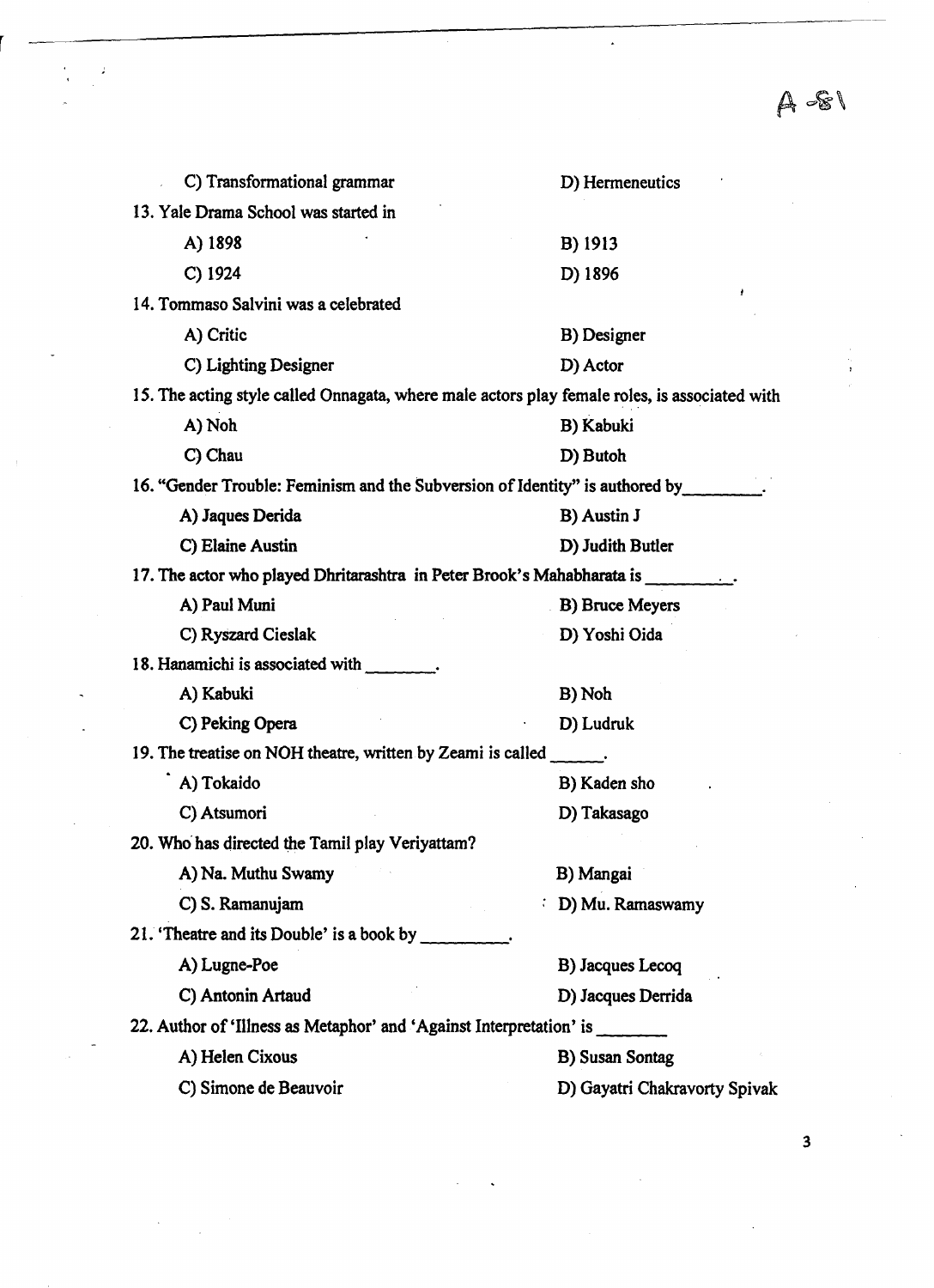C) Transformational grammar

D) Hermeneutics

13. Yale Drama School was started in

A) 1898

B) 1913

C) 1924

D) 1896

14. Tommaso Salvini was a celebrated

A) Critic

B) Designer

C) Lighting Designer

D) Actor

15. The acting style called Onnagata, where male actors play female roles, is associated with

A) Noh

B) Kabuki

C) Chau

D) Butoh

16. "Gender Trouble: Feminism and the Subversion of Identity" is authored by________.

A) Jaques Derida

B) Austin J

C) Elaine Austin

D) Judith Butler

17. The actor who played Dhritarashtra in Peter Brook's Mahabharata is _________.

A) Paul Muni

B) Bruce Meyers

C) Ryszard Cieslak

D) Yoshi Oida

18. Hanamichi is associated with ________.

A) Kabuki

B) Noh

C) Peking Opera

D) Ludruk

19. The treatise on NOH theatre, written by Zeami is called ______.

A) Tokaido

B) Kaden sho

C) Atsumori

D) Takasago

20. Who has directed the Tamil play Veriyattam?

A) Na. Muthu Swamy

B) Mangai

C) S. Ramanujam

D) Mu. Ramaswamy

21. 'Theatre and its Double' is a book by __________.

A) Lugne-Poe

B) Jacques Lecoq

C) Antonin Artaud

D) Jacques Derrida

22. Author of 'Illness as Metaphor' and 'Against Interpretation' is _______

A) Helen Cixous

B) Susan Sontag

C) Simone de Beauvoir

D) Gayatri Chakravorty Spivak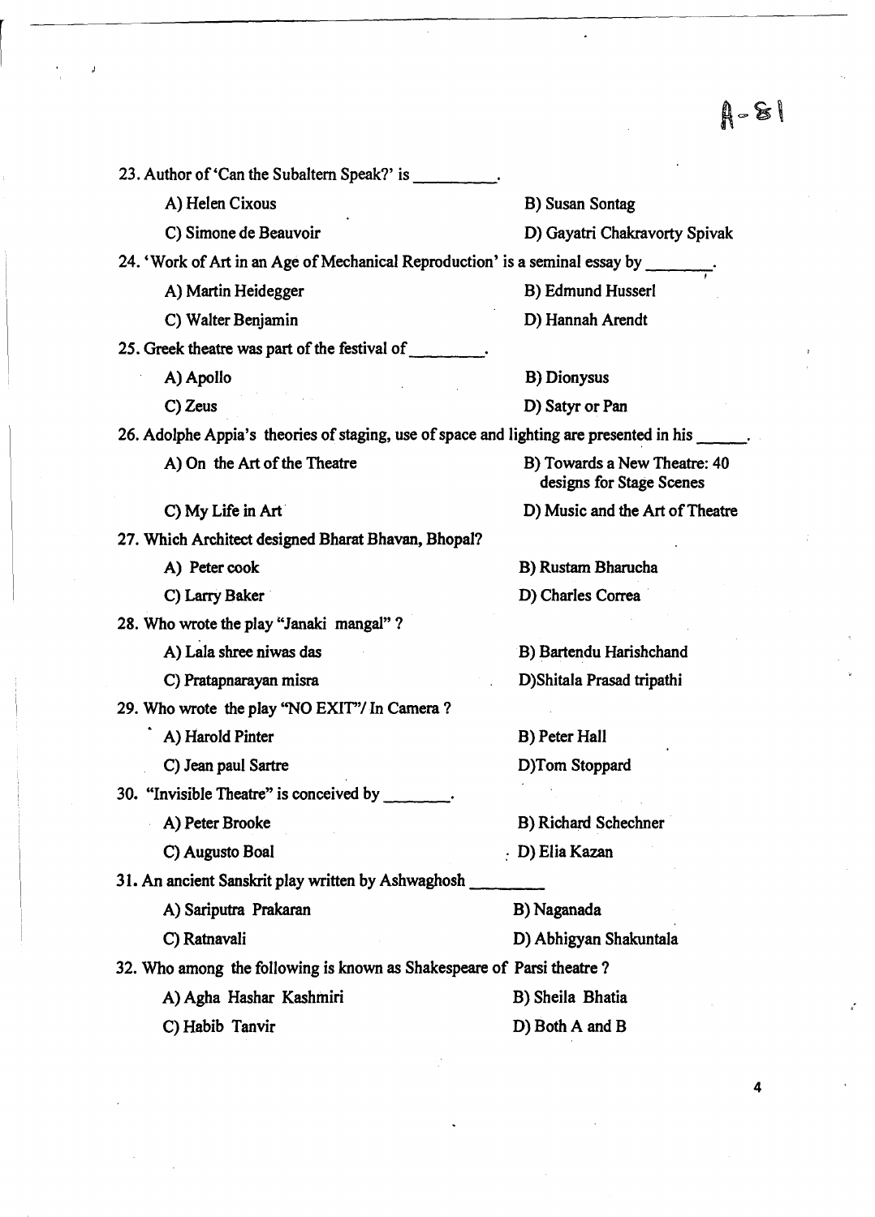A-81

23. Author of 'Can the Subaltern Speak?' is ________.

A) Helen Cixous
B) Susan Sontag
C) Simone de Beauvoir
D) Gayatri Chakravorty Spivak

24. 'Work of Art in an Age of Mechanical Reproduction' is a seminal essay by ________.

A) Martin Heidegger
B) Edmund Husserl
C) Walter Benjamin
D) Hannah Arendt

25. Greek theatre was part of the festival of ________.

A) Apollo
B) Dionysus
C) Zeus
D) Satyr or Pan

26. Adolphe Appia's theories of staging, use of space and lighting are presented in his ______.

A) On the Art of the Theatre
B) Towards a New Theatre: 40 designs for Stage Scenes
C) My Life in Art
D) Music and the Art of Theatre

27. Which Architect designed Bharat Bhavan, Bhopal?

A) Peter cook
B) Rustam Bharucha
C) Larry Baker
D) Charles Correa

28. Who wrote the play "Janaki mangal" ?

A) Lala shree niwas das
B) Bartendu Harishchand
C) Pratapnarayan misra
D) Shitala Prasad tripathi

29. Who wrote the play "NO EXIT"/ In Camera ?

A) Harold Pinter
B) Peter Hall
C) Jean paul Sartre
D) Tom Stoppard

30. "Invisible Theatre" is conceived by ________.

A) Peter Brooke
B) Richard Schechner
C) Augusto Boal
D) Elia Kazan

31. An ancient Sanskrit play written by Ashwaghosh ________

A) Sariputra Prakaran
B) Naganada
C) Ratnavali
D) Abhigyan Shakuntala

32. Who among the following is known as Shakespeare of Parsi theatre ?

A) Agha Hashar Kashmiri
B) Sheila Bhatia
C) Habib Tanvir
D) Both A and B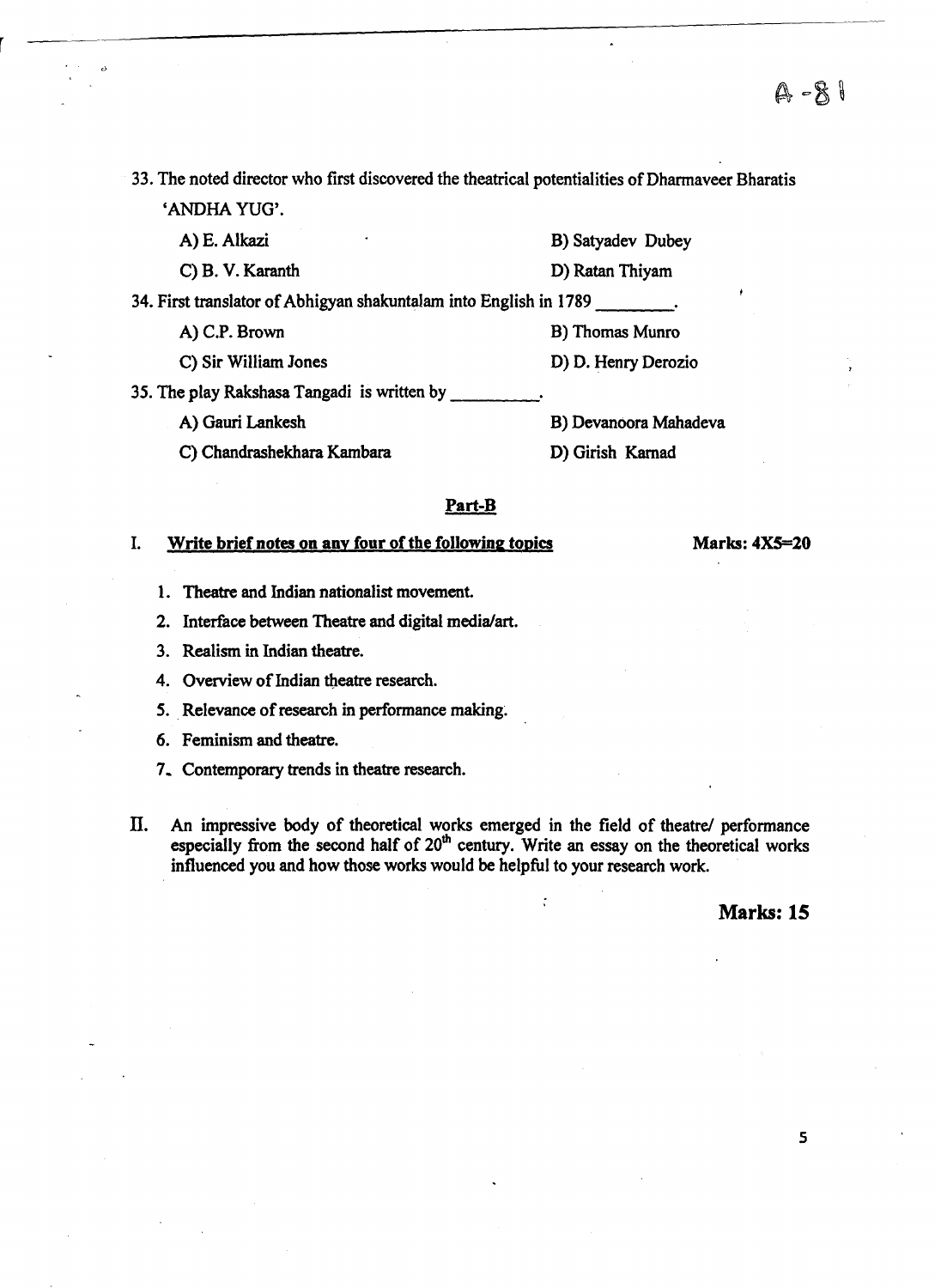33. The noted director who first discovered the theatrical potentialities of Dharmaveer Bharatis 'ANDHA YUG'.

    A) E. Alkazi
    B) Satyadev Dubey
    C) B. V. Karanth
    D) Ratan Thiyam

34. First translator of Abhigyan shakuntalam into English in 1789 ________.

    A) C.P. Brown
    B) Thomas Munro
    C) Sir William Jones
    D) D. Henry Derozio

35. The play Rakshasa Tangadi is written by _________.

    A) Gauri Lankesh
    B) Devanoora Mahadeva
    C) Chandrashekhara Kambara
    D) Girish Karnad

## Part-B

**I. Write brief notes on any four of the following topics** **Marks: 4X5=20**

1. Theatre and Indian nationalist movement.
2. Interface between Theatre and digital media/art.
3. Realism in Indian theatre.
4. Overview of Indian theatre research.
5. Relevance of research in performance making.
6. Feminism and theatre.
7. Contemporary trends in theatre research.

**II.** An impressive body of theoretical works emerged in the field of theatre/ performance especially from the second half of 20th century. Write an essay on the theoretical works influenced you and how those works would be helpful to your research work.

**Marks: 15**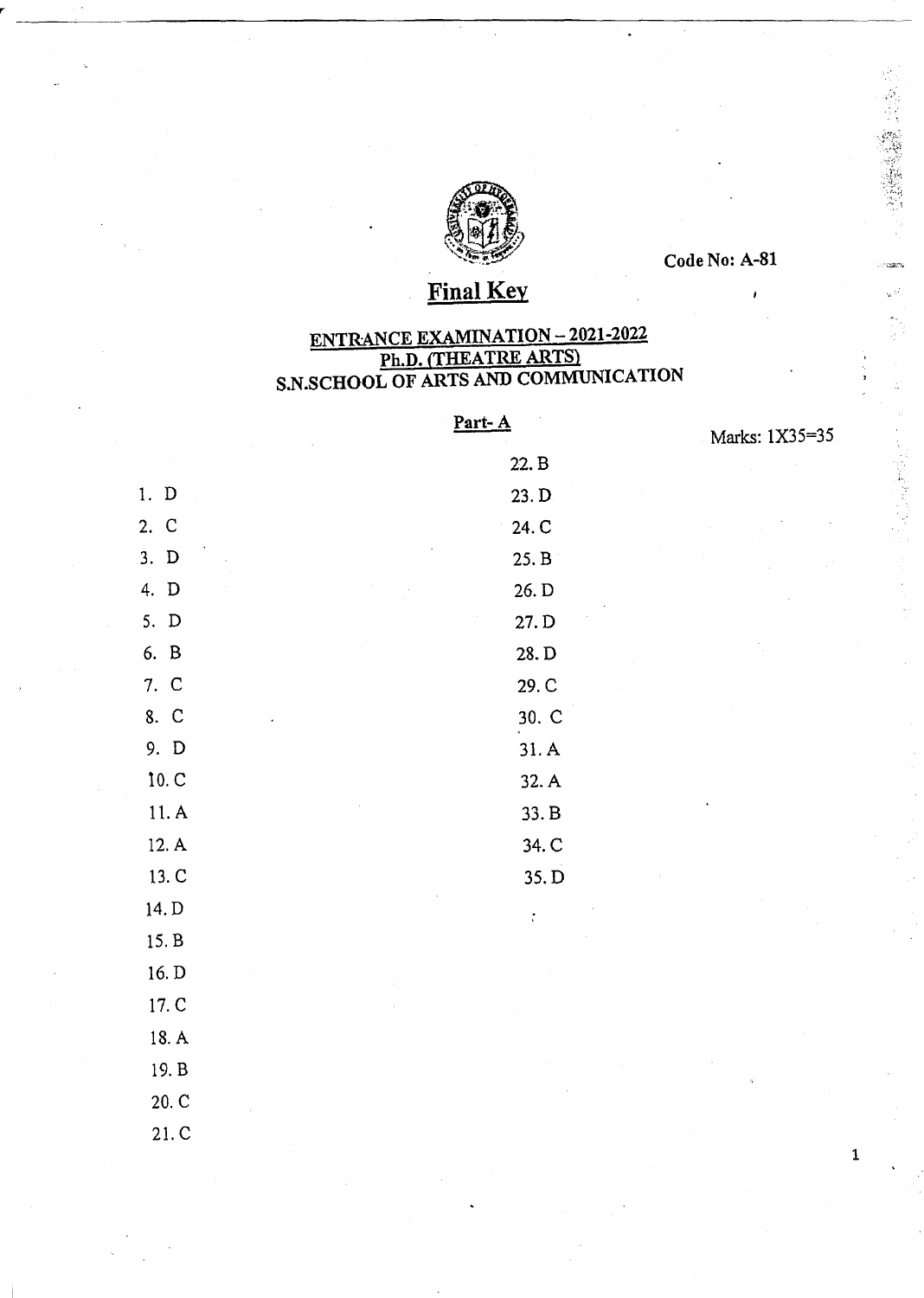Code No: A-81

# Final Key

## ENTRANCE EXAMINATION – 2021-2022
## Ph.D. (THEATRE ARTS)
## S.N.SCHOOL OF ARTS AND COMMUNICATION

### Part- A

Marks: 1X35=35

1. D
2. C
3. D
4. D
5. D
6. B
7. C
8. C
9. D
10. C
11. A
12. A
13. C
14. D
15. B
16. D
17. C
18. A
19. B
20. C
21. C
22. B
23. D
24. C
25. B
26. D
27. D
28. D
29. C
30. C
31. A
32. A
33. B
34. C
35. D